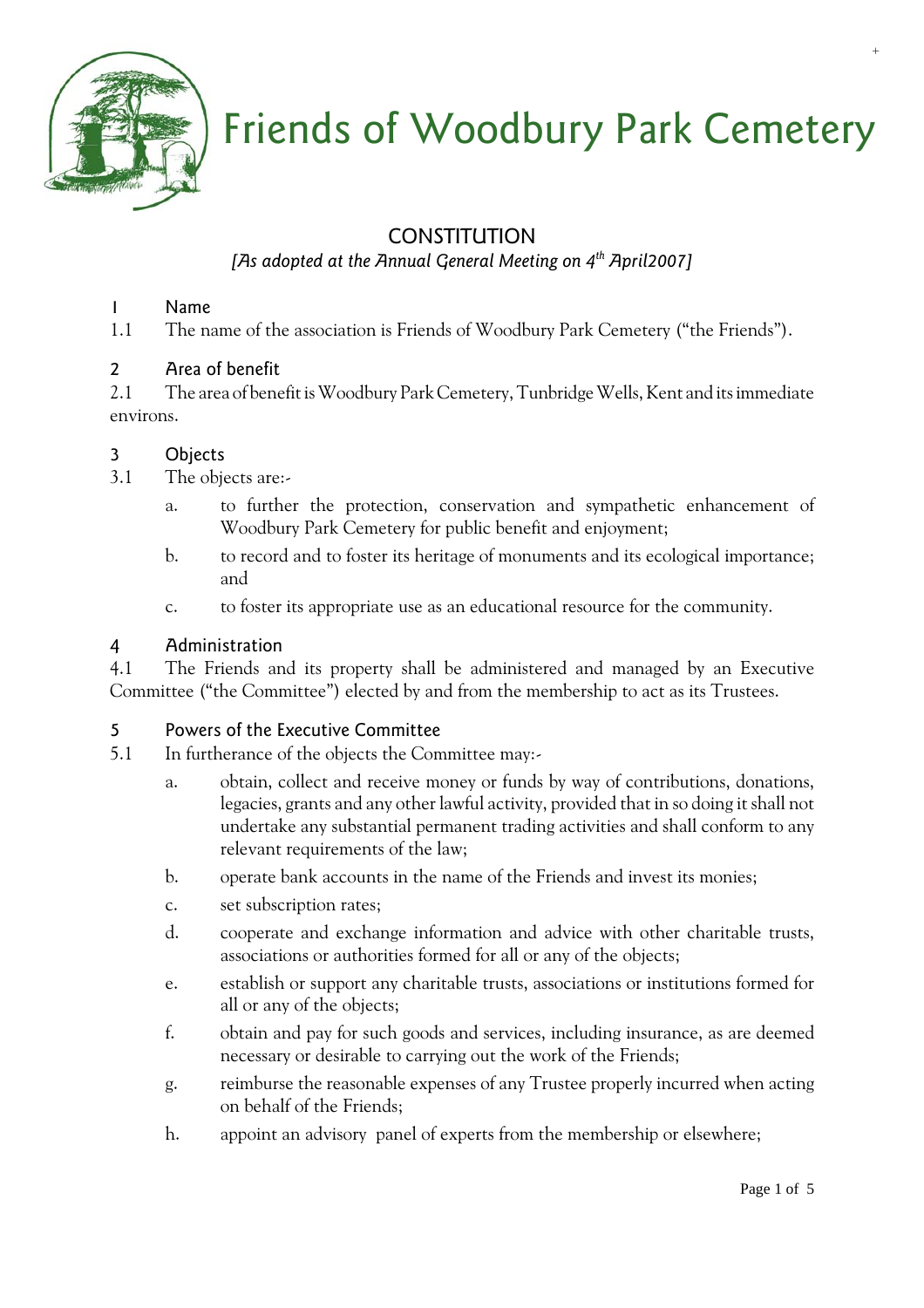# Friends of Woodbury Park Cemetery

## CONSTITUTION

*[As adopted at the Annual General Meeting on 4th April2007]*

### 1 Name

1.1 The name of the association is Friends of Woodbury Park Cemetery ("the Friends").

### 2 Area of benefit

2.1 The area of benefit is Woodbury Park Cemetery, Tunbridge Wells, Kent and its immediate environs.

### 3 Objects

3.1 The objects are:-

a. to further the protection, conservation and sympathetic enhancement of Woodbury Park Cemetery for public benefit and enjoyment;

b. to record and to foster its heritage of monuments and its ecological importance; and

c. to foster its appropriate use as an educational resource for the community.

### 4 Administration

4.1 The Friends and its property shall be administered and managed by an Executive Committee ("the Committee") elected by and from the membership to act as its Trustees.

### 5 Powers of the Executive Committee

5.1 In furtherance of the objects the Committee may:-

a. obtain, collect and receive money or funds by way of contributions, donations, legacies, grants and any other lawful activity, provided that in so doing it shall not undertake any substantial permanent trading activities and shall conform to any relevant requirements of the law;

b. operate bank accounts in the name of the Friends and invest its monies;

c. set subscription rates;

d. cooperate and exchange information and advice with other charitable trusts, associations or authorities formed for all or any of the objects;

e. establish or support any charitable trusts, associations or institutions formed for all or any of the objects;

f. obtain and pay for such goods and services, including insurance, as are deemed necessary or desirable to carrying out the work of the Friends;

g. reimburse the reasonable expenses of any Trustee properly incurred when acting on behalf of the Friends;

h. appoint an advisory panel of experts from the membership or elsewhere;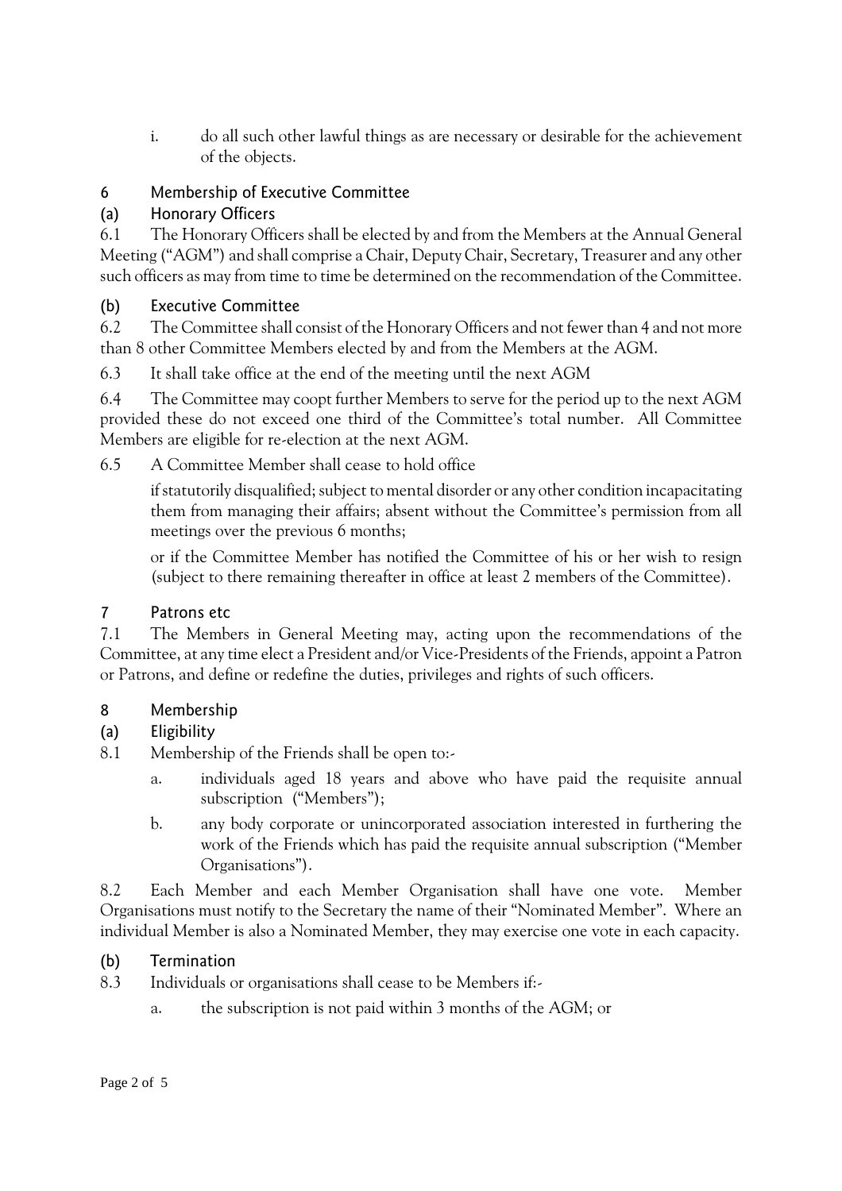i. do all such other lawful things as are necessary or desirable for the achievement of the objects.

## 6 Membership of Executive Committee

### (a) Honorary Officers

6.1 The Honorary Officers shall be elected by and from the Members at the Annual General Meeting ("AGM") and shall comprise a Chair, Deputy Chair, Secretary, Treasurer and any other such officers as may from time to time be determined on the recommendation of the Committee.

### (b) Executive Committee

6.2 The Committee shall consist of the Honorary Officers and not fewer than 4 and not more than 8 other Committee Members elected by and from the Members at the AGM.

6.3 It shall take office at the end of the meeting until the next AGM

6.4 The Committee may coopt further Members to serve for the period up to the next AGM provided these do not exceed one third of the Committee's total number. All Committee Members are eligible for re-election at the next AGM.

6.5 A Committee Member shall cease to hold office

if statutorily disqualified; subject to mental disorder or any other condition incapacitating them from managing their affairs; absent without the Committee's permission from all meetings over the previous 6 months;

or if the Committee Member has notified the Committee of his or her wish to resign (subject to there remaining thereafter in office at least 2 members of the Committee).

## 7 Patrons etc

7.1 The Members in General Meeting may, acting upon the recommendations of the Committee, at any time elect a President and/or Vice-Presidents of the Friends, appoint a Patron or Patrons, and define or redefine the duties, privileges and rights of such officers.

## 8 Membership

### (a) Eligibility

8.1 Membership of the Friends shall be open to:-

a. individuals aged 18 years and above who have paid the requisite annual subscription ("Members");

b. any body corporate or unincorporated association interested in furthering the work of the Friends which has paid the requisite annual subscription ("Member Organisations").

8.2 Each Member and each Member Organisation shall have one vote. Member Organisations must notify to the Secretary the name of their "Nominated Member". Where an individual Member is also a Nominated Member, they may exercise one vote in each capacity.

### (b) Termination

8.3 Individuals or organisations shall cease to be Members if:-

a. the subscription is not paid within 3 months of the AGM; or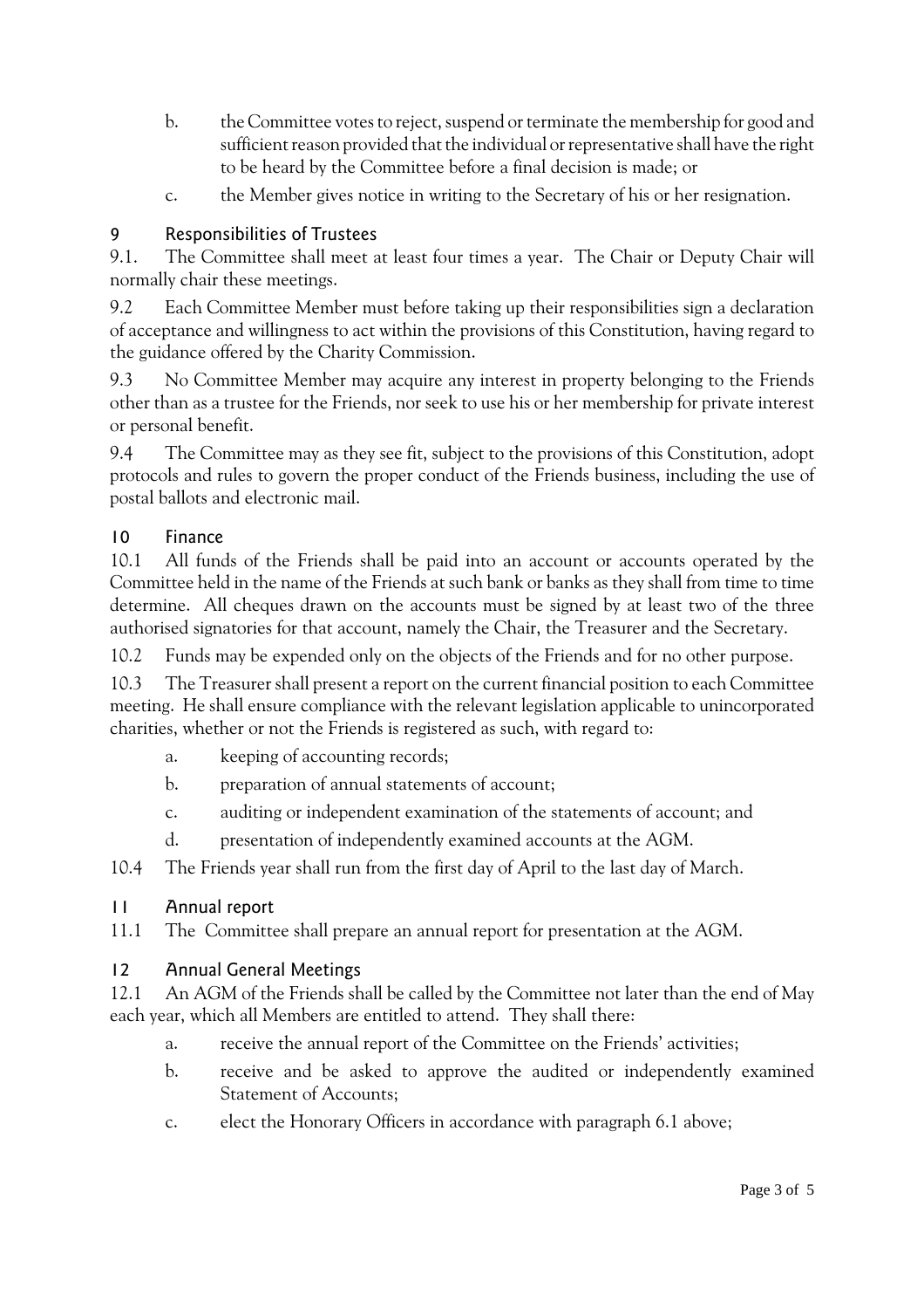b. the Committee votes to reject, suspend or terminate the membership for good and sufficient reason provided that the individual or representative shall have the right to be heard by the Committee before a final decision is made; or

c. the Member gives notice in writing to the Secretary of his or her resignation.

## 9 Responsibilities of Trustees

9.1. The Committee shall meet at least four times a year. The Chair or Deputy Chair will normally chair these meetings.

9.2 Each Committee Member must before taking up their responsibilities sign a declaration of acceptance and willingness to act within the provisions of this Constitution, having regard to the guidance offered by the Charity Commission.

9.3 No Committee Member may acquire any interest in property belonging to the Friends other than as a trustee for the Friends, nor seek to use his or her membership for private interest or personal benefit.

9.4 The Committee may as they see fit, subject to the provisions of this Constitution, adopt protocols and rules to govern the proper conduct of the Friends business, including the use of postal ballots and electronic mail.

## 10 Finance

10.1 All funds of the Friends shall be paid into an account or accounts operated by the Committee held in the name of the Friends at such bank or banks as they shall from time to time determine. All cheques drawn on the accounts must be signed by at least two of the three authorised signatories for that account, namely the Chair, the Treasurer and the Secretary.

10.2 Funds may be expended only on the objects of the Friends and for no other purpose.

10.3 The Treasurer shall present a report on the current financial position to each Committee meeting. He shall ensure compliance with the relevant legislation applicable to unincorporated charities, whether or not the Friends is registered as such, with regard to:

a. keeping of accounting records;

b. preparation of annual statements of account;

c. auditing or independent examination of the statements of account; and

d. presentation of independently examined accounts at the AGM.

10.4 The Friends year shall run from the first day of April to the last day of March.

## 11 Annual report

11.1 The Committee shall prepare an annual report for presentation at the AGM.

## 12 Annual General Meetings

12.1 An AGM of the Friends shall be called by the Committee not later than the end of May each year, which all Members are entitled to attend. They shall there:

a. receive the annual report of the Committee on the Friends' activities;

b. receive and be asked to approve the audited or independently examined Statement of Accounts;

c. elect the Honorary Officers in accordance with paragraph 6.1 above;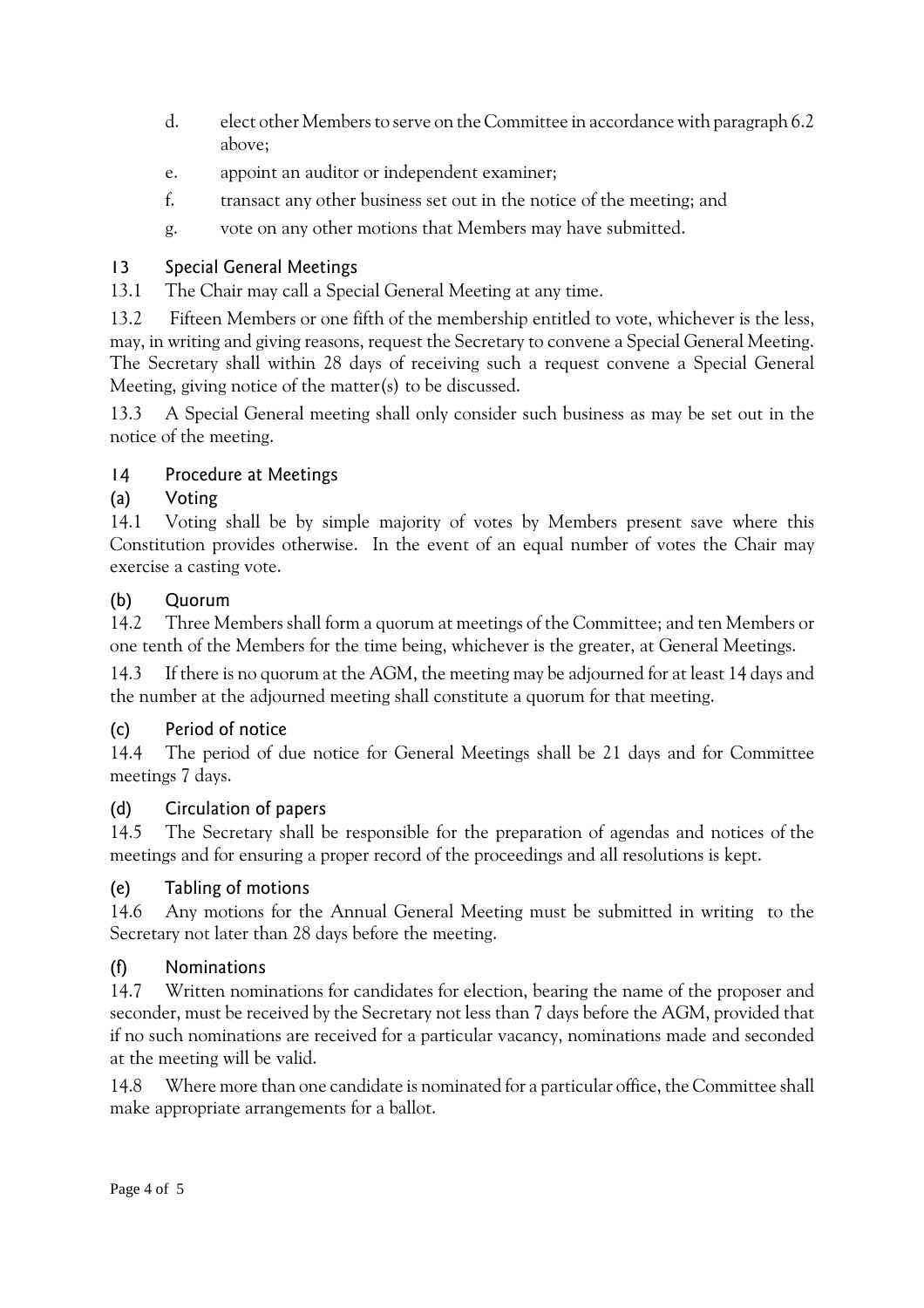d. elect other Members to serve on the Committee in accordance with paragraph 6.2 above;

e. appoint an auditor or independent examiner;

f. transact any other business set out in the notice of the meeting; and

g. vote on any other motions that Members may have submitted.

## 13 Special General Meetings

13.1 The Chair may call a Special General Meeting at any time.

13.2 Fifteen Members or one fifth of the membership entitled to vote, whichever is the less, may, in writing and giving reasons, request the Secretary to convene a Special General Meeting. The Secretary shall within 28 days of receiving such a request convene a Special General Meeting, giving notice of the matter(s) to be discussed.

13.3 A Special General meeting shall only consider such business as may be set out in the notice of the meeting.

## 14 Procedure at Meetings

### (a) Voting

14.1 Voting shall be by simple majority of votes by Members present save where this Constitution provides otherwise. In the event of an equal number of votes the Chair may exercise a casting vote.

### (b) Quorum

14.2 Three Members shall form a quorum at meetings of the Committee; and ten Members or one tenth of the Members for the time being, whichever is the greater, at General Meetings.

14.3 If there is no quorum at the AGM, the meeting may be adjourned for at least 14 days and the number at the adjourned meeting shall constitute a quorum for that meeting.

### (c) Period of notice

14.4 The period of due notice for General Meetings shall be 21 days and for Committee meetings 7 days.

### (d) Circulation of papers

14.5 The Secretary shall be responsible for the preparation of agendas and notices of the meetings and for ensuring a proper record of the proceedings and all resolutions is kept.

### (e) Tabling of motions

14.6 Any motions for the Annual General Meeting must be submitted in writing to the Secretary not later than 28 days before the meeting.

### (f) Nominations

14.7 Written nominations for candidates for election, bearing the name of the proposer and seconder, must be received by the Secretary not less than 7 days before the AGM, provided that if no such nominations are received for a particular vacancy, nominations made and seconded at the meeting will be valid.

14.8 Where more than one candidate is nominated for a particular office, the Committee shall make appropriate arrangements for a ballot.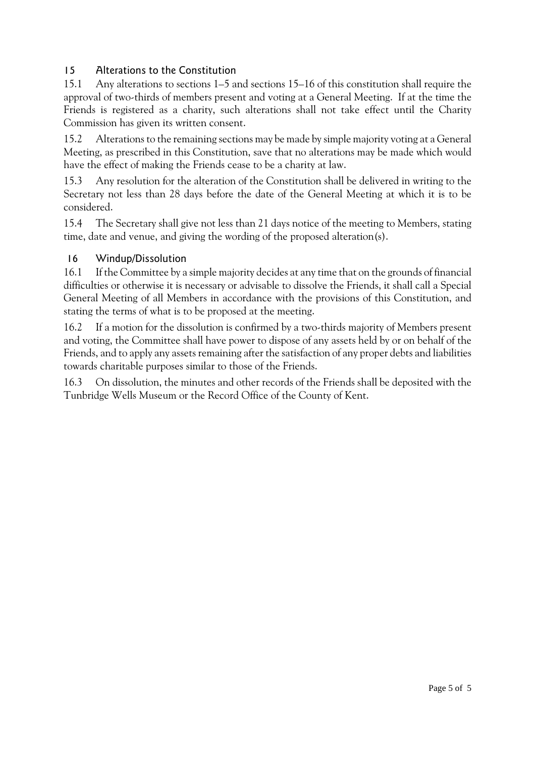## 15 Alterations to the Constitution

15.1 Any alterations to sections 1–5 and sections 15–16 of this constitution shall require the approval of two-thirds of members present and voting at a General Meeting. If at the time the Friends is registered as a charity, such alterations shall not take effect until the Charity Commission has given its written consent.

15.2 Alterations to the remaining sections may be made by simple majority voting at a General Meeting, as prescribed in this Constitution, save that no alterations may be made which would have the effect of making the Friends cease to be a charity at law.

15.3 Any resolution for the alteration of the Constitution shall be delivered in writing to the Secretary not less than 28 days before the date of the General Meeting at which it is to be considered.

15.4 The Secretary shall give not less than 21 days notice of the meeting to Members, stating time, date and venue, and giving the wording of the proposed alteration(s).

## 16 Windup/Dissolution

16.1 If the Committee by a simple majority decides at any time that on the grounds of financial difficulties or otherwise it is necessary or advisable to dissolve the Friends, it shall call a Special General Meeting of all Members in accordance with the provisions of this Constitution, and stating the terms of what is to be proposed at the meeting.

16.2 If a motion for the dissolution is confirmed by a two-thirds majority of Members present and voting, the Committee shall have power to dispose of any assets held by or on behalf of the Friends, and to apply any assets remaining after the satisfaction of any proper debts and liabilities towards charitable purposes similar to those of the Friends.

16.3 On dissolution, the minutes and other records of the Friends shall be deposited with the Tunbridge Wells Museum or the Record Office of the County of Kent.